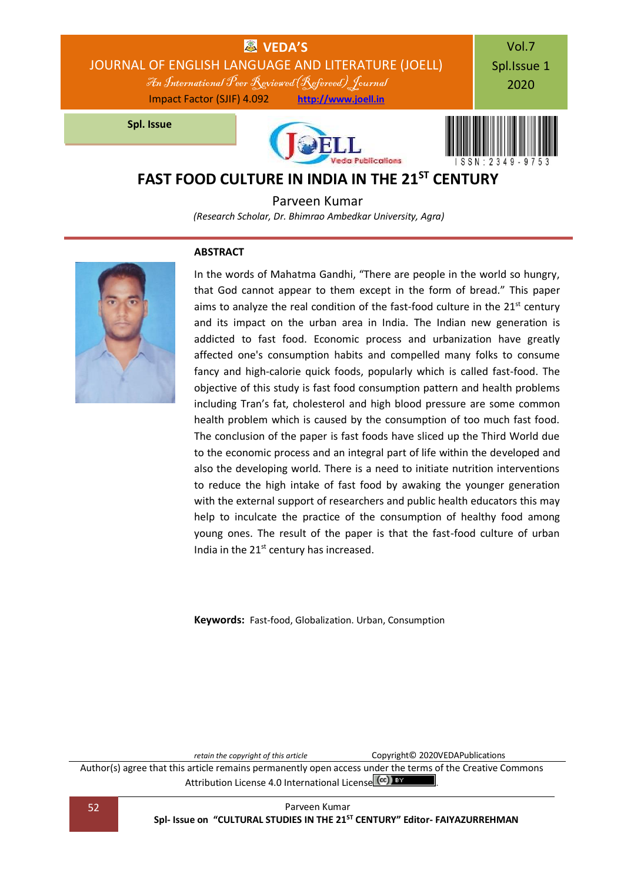# FAST FOOD CULTURE IN INDIA IN THE 21ST CENTURY

Parveen Kumar

*(Research Scholar, Dr. Bhimrao Ambedkar University, Agra)*

## ABSTRACT

In the words of Mahatma Gandhi, "There are people in the world so hungry, that God cannot appear to them except in the form of bread." This paper aims to analyze the real condition of the fast-food culture in the 21st century and its impact on the urban area in India. The Indian new generation is addicted to fast food. Economic process and urbanization have greatly affected one's consumption habits and compelled many folks to consume fancy and high-calorie quick foods, popularly which is called fast-food. The objective of this study is fast food consumption pattern and health problems including Tran's fat, cholesterol and high blood pressure are some common health problem which is caused by the consumption of too much fast food. The conclusion of the paper is fast foods have sliced up the Third World due to the economic process and an integral part of life within the developed and also the developing world. There is a need to initiate nutrition interventions to reduce the high intake of fast food by awaking the younger generation with the external support of researchers and public health educators this may help to inculcate the practice of the consumption of healthy food among young ones. The result of the paper is that the fast-food culture of urban India in the 21st century has increased.

**Keywords:** Fast-food, Globalization. Urban, Consumption

*retain the copyright of this article* Copyright© 2020VEDAPublications

Author(s) agree that this article remains permanently open access under the terms of the Creative Commons Attribution License 4.0 International License.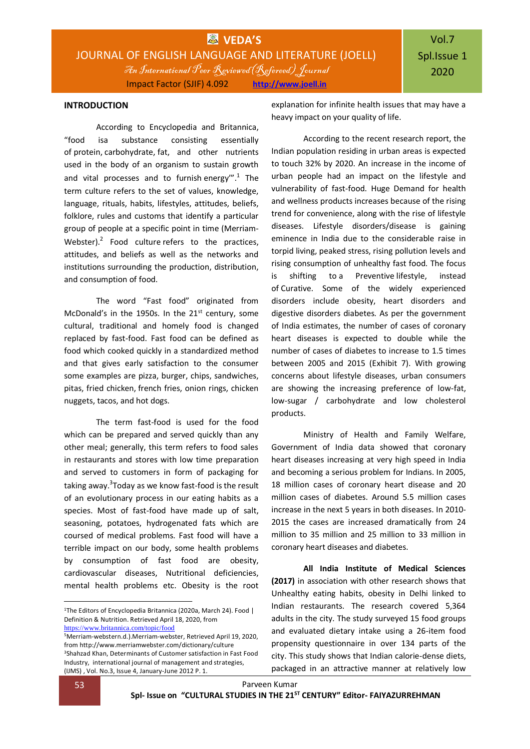## INTRODUCTION

According to Encyclopedia and Britannica, “food isa substance consisting essentially of protein, carbohydrate, fat, and other nutrients used in the body of an organism to sustain growth and vital processes and to furnish energy’”.[1] The term culture refers to the set of values, knowledge, language, rituals, habits, lifestyles, attitudes, beliefs, folklore, rules and customs that identify a particular group of people at a specific point in time (Merriam-Webster).[2] Food culture refers to the practices, attitudes, and beliefs as well as the networks and institutions surrounding the production, distribution, and consumption of food.

The word “Fast food” originated from McDonald’s in the 1950s. In the 21st century, some cultural, traditional and homely food is changed replaced by fast-food. Fast food can be defined as food which cooked quickly in a standardized method and that gives early satisfaction to the consumer some examples are pizza, burger, chips, sandwiches, pitas, fried chicken, french fries, onion rings, chicken nuggets, tacos, and hot dogs.

The term fast-food is used for the food which can be prepared and served quickly than any other meal; generally, this term refers to food sales in restaurants and stores with low time preparation and served to customers in form of packaging for taking away.[3]Today as we know fast-food is the result of an evolutionary process in our eating habits as a species. Most of fast-food have made up of salt, seasoning, potatoes, hydrogenated fats which are coursed of medical problems. Fast food will have a terrible impact on our body, some health problems by consumption of fast food are obesity, cardiovascular diseases, Nutritional deficiencies, mental health problems etc. Obesity is the root explanation for infinite health issues that may have a heavy impact on your quality of life.

According to the recent research report, the Indian population residing in urban areas is expected to touch 32% by 2020. An increase in the income of urban people had an impact on the lifestyle and vulnerability of fast-food. Huge Demand for health and wellness products increases because of the rising trend for convenience, along with the rise of lifestyle diseases. Lifestyle disorders/disease is gaining eminence in India due to the considerable raise in torpid living, peaked stress, rising pollution levels and rising consumption of unhealthy fast food. The focus is shifting to a Preventive lifestyle, instead of Curative. Some of the widely experienced disorders include obesity, heart disorders and digestive disorders diabetes. As per the government of India estimates, the number of cases of coronary heart diseases is expected to double while the number of cases of diabetes to increase to 1.5 times between 2005 and 2015 (Exhibit 7). With growing concerns about lifestyle diseases, urban consumers are showing the increasing preference of low-fat, low-sugar / carbohydrate and low cholesterol products.

Ministry of Health and Family Welfare, Government of India data showed that coronary heart diseases increasing at very high speed in India and becoming a serious problem for Indians. In 2005, 18 million cases of coronary heart disease and 20 million cases of diabetes. Around 5.5 million cases increase in the next 5 years in both diseases. In 2010-2015 the cases are increased dramatically from 24 million to 35 million and 25 million to 33 million in coronary heart diseases and diabetes.

**All India Institute of Medical Sciences (2017)** in association with other research shows that Unhealthy eating habits, obesity in Delhi linked to Indian restaurants. The research covered 5,364 adults in the city. The study surveyed 15 food groups and evaluated dietary intake using a 26-item food propensity questionnaire in over 134 parts of the city. This study shows that Indian calorie-dense diets, packaged in an attractive manner at relatively low

---

[1]The Editors of Encyclopedia Britannica (2020a, March 24). Food | Definition & Nutrition. Retrieved April 18, 2020, from https://www.britannica.com/topic/food

[2]Merriam-websters.d.).Merriam-webster, Retrieved April 19, 2020, from http://www.merriamwebster.com/dictionary/culture

[3]Shahzad Khan, Determinants of Customer satisfaction in Fast Food Industry, international journal of management and strategies, (IJMS) , Vol. No.3, Issue 4, January-June 2012 P. 1.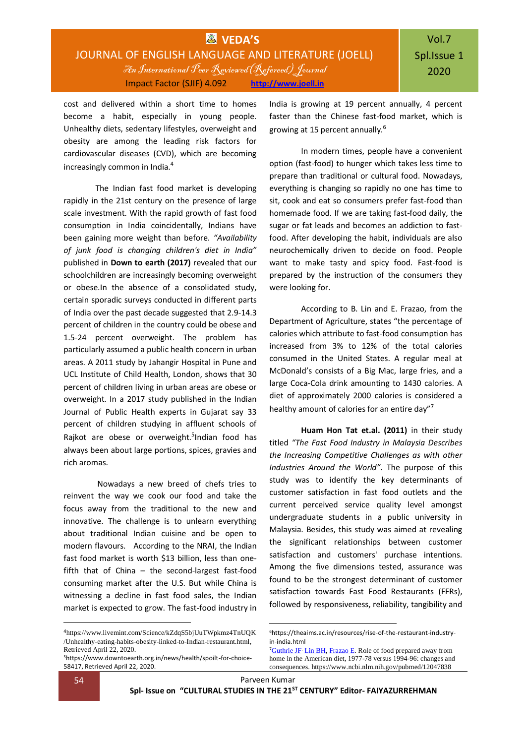cost and delivered within a short time to homes become a habit, especially in young people. Unhealthy diets, sedentary lifestyles, overweight and obesity are among the leading risk factors for cardiovascular diseases (CVD), which are becoming increasingly common in India.[4]

The Indian fast food market is developing rapidly in the 21st century on the presence of large scale investment. With the rapid growth of fast food consumption in India coincidentally, Indians have been gaining more weight than before. *"Availability of junk food is changing children's diet in India"* published in **Down to earth (2017)** revealed that our schoolchildren are increasingly becoming overweight or obese.In the absence of a consolidated study, certain sporadic surveys conducted in different parts of India over the past decade suggested that 2.9-14.3 percent of children in the country could be obese and 1.5-24 percent overweight. The problem has particularly assumed a public health concern in urban areas. A 2011 study by Jahangir Hospital in Pune and UCL Institute of Child Health, London, shows that 30 percent of children living in urban areas are obese or overweight. In a 2017 study published in the Indian Journal of Public Health experts in Gujarat say 33 percent of children studying in affluent schools of Rajkot are obese or overweight.[5]Indian food has always been about large portions, spices, gravies and rich aromas.

Nowadays a new breed of chefs tries to reinvent the way we cook our food and take the focus away from the traditional to the new and innovative. The challenge is to unlearn everything about traditional Indian cuisine and be open to modern flavours. According to the NRAI, the Indian fast food market is worth $13 billion, less than one-fifth that of China – the second-largest fast-food consuming market after the U.S. But while China is witnessing a decline in fast food sales, the Indian market is expected to grow. The fast-food industry in India is growing at 19 percent annually, 4 percent faster than the Chinese fast-food market, which is growing at 15 percent annually.[6]

In modern times, people have a convenient option (fast-food) to hunger which takes less time to prepare than traditional or cultural food. Nowadays, everything is changing so rapidly no one has time to sit, cook and eat so consumers prefer fast-food than homemade food. If we are taking fast-food daily, the sugar or fat leads and becomes an addiction to fast-food. After developing the habit, individuals are also neurochemically driven to decide on food. People want to make tasty and spicy food. Fast-food is prepared by the instruction of the consumers they were looking for.

According to B. Lin and E. Frazao, from the Department of Agriculture, states "the percentage of calories which attribute to fast-food consumption has increased from 3% to 12% of the total calories consumed in the United States. A regular meal at McDonald's consists of a Big Mac, large fries, and a large Coca-Cola drink amounting to 1430 calories. A diet of approximately 2000 calories is considered a healthy amount of calories for an entire day"[7]

**Huam Hon Tat et.al. (2011)** in their study titled *"The Fast Food Industry in Malaysia Describes the Increasing Competitive Challenges as with other Industries Around the World"*. The purpose of this study was to identify the key determinants of customer satisfaction in fast food outlets and the current perceived service quality level amongst undergraduate students in a public university in Malaysia. Besides, this study was aimed at revealing the significant relationships between customer satisfaction and customers' purchase intentions. Among the five dimensions tested, assurance was found to be the strongest determinant of customer satisfaction towards Fast Food Restaurants (FFRs), followed by responsiveness, reliability, tangibility and

---

[4]https://www.livemint.com/Science/kZdqS5bjUuTWpkmz4TnUQK/Unhealthy-eating-habits-obesity-linked-to-Indian-restaurant.html, Retrieved April 22, 2020.

[5]https://www.downtoearth.org.in/news/health/spoilt-for-choice-58417, Retrieved April 22, 2020.

[6]https://theaims.ac.in/resources/rise-of-the-restaurant-industry-in-india.html

[7]Guthrie JF· Lin BH, Frazao E. Role of food prepared away from home in the American diet, 1977-78 versus 1994-96: changes and consequences. https://www.ncbi.nlm.nih.gov/pubmed/12047838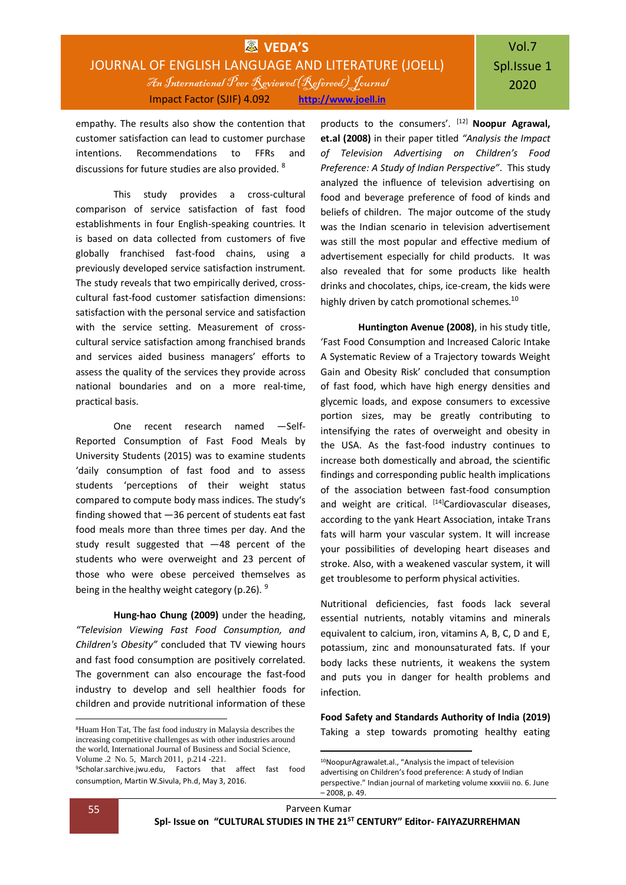empathy. The results also show the contention that customer satisfaction can lead to customer purchase intentions. Recommendations to FFRs and discussions for future studies are also provided. [8]

This study provides a cross-cultural comparison of service satisfaction of fast food establishments in four English-speaking countries. It is based on data collected from customers of five globally franchised fast-food chains, using a previously developed service satisfaction instrument. The study reveals that two empirically derived, cross-cultural fast-food customer satisfaction dimensions: satisfaction with the personal service and satisfaction with the service setting. Measurement of cross-cultural service satisfaction among franchised brands and services aided business managers' efforts to assess the quality of the services they provide across national boundaries and on a more real-time, practical basis.

One recent research named —Self-Reported Consumption of Fast Food Meals by University Students (2015) was to examine students 'daily consumption of fast food and to assess students 'perceptions of their weight status compared to compute body mass indices. The study's finding showed that —36 percent of students eat fast food meals more than three times per day. And the study result suggested that —48 percent of the students who were overweight and 23 percent of those who were obese perceived themselves as being in the healthy weight category (p.26). [9]

**Hung-hao Chung (2009)** under the heading, *"Television Viewing Fast Food Consumption, and Children's Obesity"* concluded that TV viewing hours and fast food consumption are positively correlated. The government can also encourage the fast-food industry to develop and sell healthier foods for children and provide nutritional information of these products to the consumers'. [12] **Noopur Agrawal, et.al (2008)** in their paper titled *"Analysis the Impact of Television Advertising on Children's Food Preference: A Study of Indian Perspective"*. This study analyzed the influence of television advertising on food and beverage preference of food of kinds and beliefs of children. The major outcome of the study was the Indian scenario in television advertisement was still the most popular and effective medium of advertisement especially for child products. It was also revealed that for some products like health drinks and chocolates, chips, ice-cream, the kids were highly driven by catch promotional schemes.[10]

**Huntington Avenue (2008)**, in his study title, 'Fast Food Consumption and Increased Caloric Intake A Systematic Review of a Trajectory towards Weight Gain and Obesity Risk' concluded that consumption of fast food, which have high energy densities and glycemic loads, and expose consumers to excessive portion sizes, may be greatly contributing to intensifying the rates of overweight and obesity in the USA. As the fast-food industry continues to increase both domestically and abroad, the scientific findings and corresponding public health implications of the association between fast-food consumption and weight are critical. [14]Cardiovascular diseases, according to the yank Heart Association, intake Trans fats will harm your vascular system. It will increase your possibilities of developing heart diseases and stroke. Also, with a weakened vascular system, it will get troublesome to perform physical activities.

Nutritional deficiencies, fast foods lack several essential nutrients, notably vitamins and minerals equivalent to calcium, iron, vitamins A, B, C, D and E, potassium, zinc and monounsaturated fats. If your body lacks these nutrients, it weakens the system and puts you in danger for health problems and infection.

**Food Safety and Standards Authority of India (2019)** Taking a step towards promoting healthy eating

---

[8]Huam Hon Tat, The fast food industry in Malaysia describes the increasing competitive challenges as with other industries around the world, International Journal of Business and Social Science, Volume .2 No. 5, March 2011, p.214 -221.

[9]Scholar.sarchive.jwu.edu, Factors that affect fast food consumption, Martin W.Sivula, Ph.d, May 3, 2016.

[10]NoopurAgrawalet.al., "Analysis the impact of television advertising on Children's food preference: A study of Indian perspective." Indian journal of marketing volume xxxviii no. 6. June – 2008, p. 49.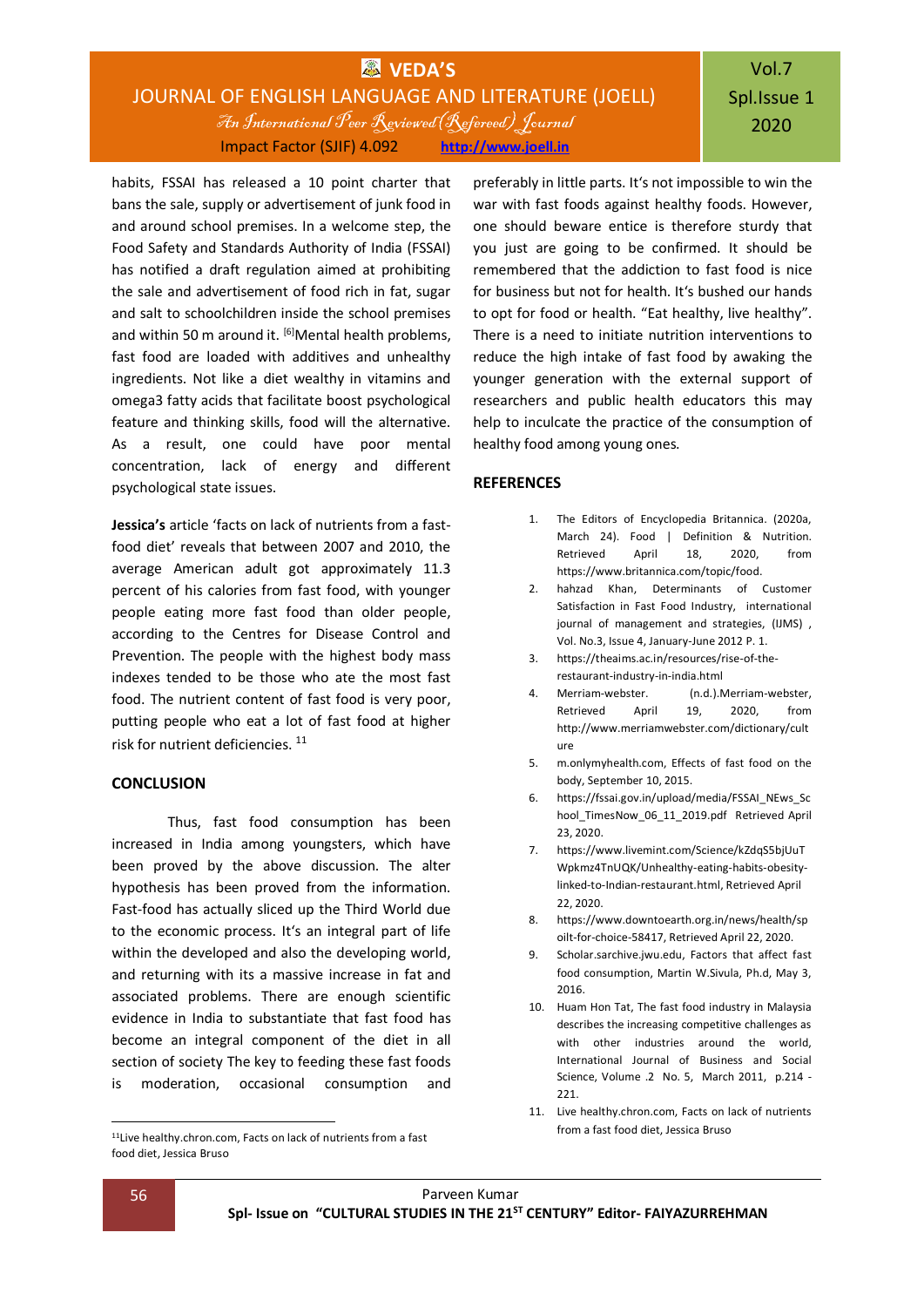habits, FSSAI has released a 10 point charter that bans the sale, supply or advertisement of junk food in and around school premises. In a welcome step, the Food Safety and Standards Authority of India (FSSAI) has notified a draft regulation aimed at prohibiting the sale and advertisement of food rich in fat, sugar and salt to schoolchildren inside the school premises and within 50 m around it. [6]Mental health problems, fast food are loaded with additives and unhealthy ingredients. Not like a diet wealthy in vitamins and omega3 fatty acids that facilitate boost psychological feature and thinking skills, food will the alternative. As a result, one could have poor mental concentration, lack of energy and different psychological state issues.

**Jessica's** article 'facts on lack of nutrients from a fast-food diet' reveals that between 2007 and 2010, the average American adult got approximately 11.3 percent of his calories from fast food, with younger people eating more fast food than older people, according to the Centres for Disease Control and Prevention. The people with the highest body mass indexes tended to be those who ate the most fast food. The nutrient content of fast food is very poor, putting people who eat a lot of fast food at higher risk for nutrient deficiencies. [11]

## CONCLUSION

Thus, fast food consumption has been increased in India among youngsters, which have been proved by the above discussion. The alter hypothesis has been proved from the information. Fast-food has actually sliced up the Third World due to the economic process. It's an integral part of life within the developed and also the developing world, and returning with its a massive increase in fat and associated problems. There are enough scientific evidence in India to substantiate that fast food has become an integral component of the diet in all section of society The key to feeding these fast foods is moderation, occasional consumption and preferably in little parts. It's not impossible to win the war with fast foods against healthy foods. However, one should beware entice is therefore sturdy that you just are going to be confirmed. It should be remembered that the addiction to fast food is nice for business but not for health. It's bushed our hands to opt for food or health. "Eat healthy, live healthy". There is a need to initiate nutrition interventions to reduce the high intake of fast food by awaking the younger generation with the external support of researchers and public health educators this may help to inculcate the practice of the consumption of healthy food among young ones.

## REFERENCES

1. The Editors of Encyclopedia Britannica. (2020a, March 24). Food | Definition & Nutrition. Retrieved April 18, 2020, from https://www.britannica.com/topic/food.
2. hahzad Khan, Determinants of Customer Satisfaction in Fast Food Industry, international journal of management and strategies, (IJMS) , Vol. No.3, Issue 4, January-June 2012 P. 1.
3. https://theaims.ac.in/resources/rise-of-the-restaurant-industry-in-india.html
4. Merriam-webster. (n.d.).Merriam-webster, Retrieved April 19, 2020, from http://www.merriamwebster.com/dictionary/culture
5. m.onlymyhealth.com, Effects of fast food on the body, September 10, 2015.
6. https://fssai.gov.in/upload/media/FSSAI_NEws_School_TimesNow_06_11_2019.pdf Retrieved April 23, 2020.
7. https://www.livemint.com/Science/kZdqS5bjUuTWpkmz4TnUQK/Unhealthy-eating-habits-obesity-linked-to-Indian-restaurant.html, Retrieved April 22, 2020.
8. https://www.downtoearth.org.in/news/health/spoilt-for-choice-58417, Retrieved April 22, 2020.
9. Scholar.sarchive.jwu.edu, Factors that affect fast food consumption, Martin W.Sivula, Ph.d, May 3, 2016.
10. Huam Hon Tat, The fast food industry in Malaysia describes the increasing competitive challenges as with other industries around the world, International Journal of Business and Social Science, Volume .2 No. 5, March 2011, p.214 - 221.
11. Live healthy.chron.com, Facts on lack of nutrients from a fast food diet, Jessica Bruso

---

[11]Live healthy.chron.com, Facts on lack of nutrients from a fast food diet, Jessica Bruso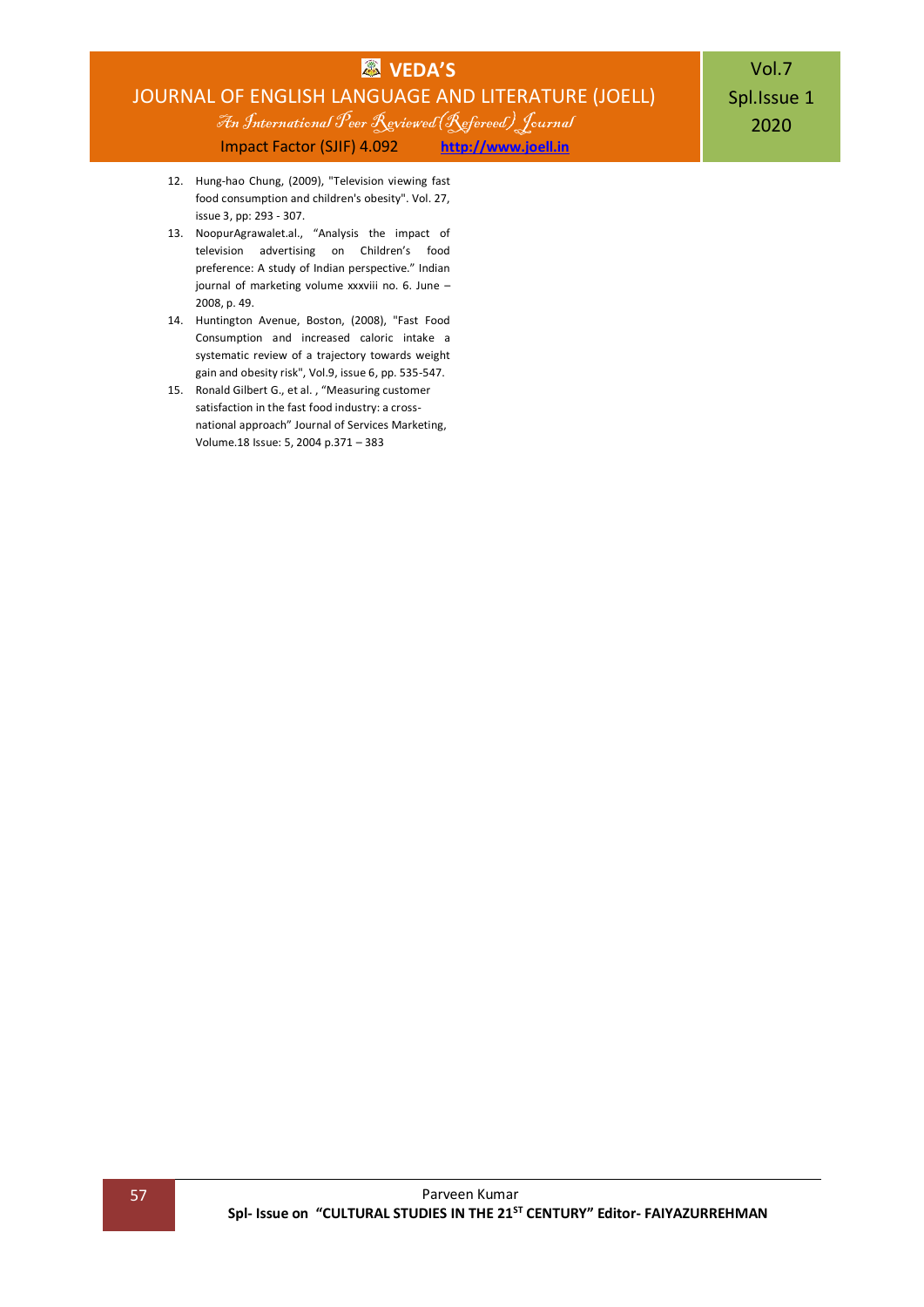12. Hung-hao Chung, (2009), "Television viewing fast food consumption and children's obesity". Vol. 27, issue 3, pp: 293 - 307.
13. NoopurAgrawalet.al., "Analysis the impact of television advertising on Children's food preference: A study of Indian perspective." Indian journal of marketing volume xxxviii no. 6. June – 2008, p. 49.
14. Huntington Avenue, Boston, (2008), "Fast Food Consumption and increased caloric intake a systematic review of a trajectory towards weight gain and obesity risk", Vol.9, issue 6, pp. 535-547.
15. Ronald Gilbert G., et al. , "Measuring customer satisfaction in the fast food industry: a cross-national approach" Journal of Services Marketing, Volume.18 Issue: 5, 2004 p.371 – 383